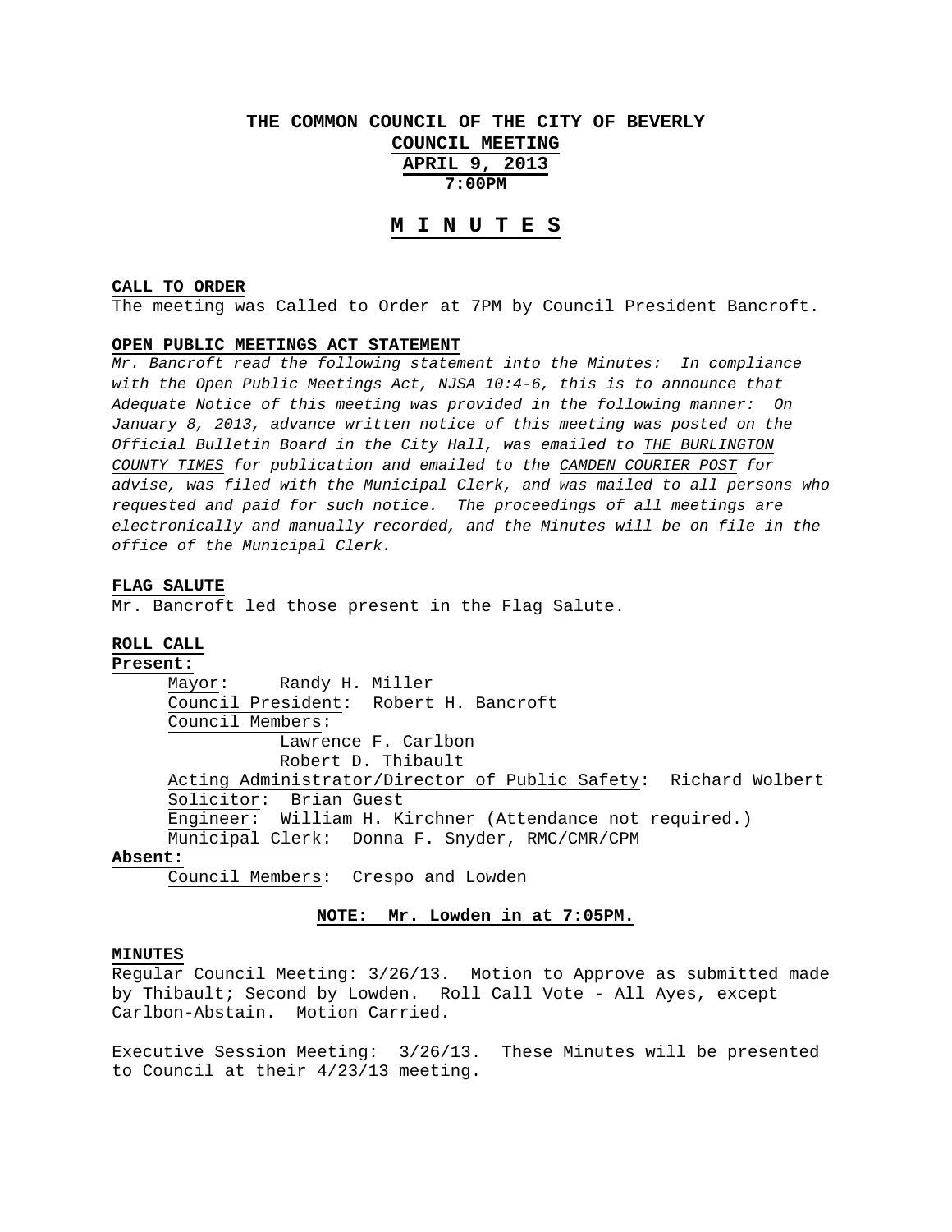# THE COMMON COUNCIL OF THE CITY OF BEVERLY

## COUNCIL MEETING

## APRIL 9, 2013

## 7:00PM

# M I N U T E S

**CALL TO ORDER**

The meeting was Called to Order at 7PM by Council President Bancroft.

**OPEN PUBLIC MEETINGS ACT STATEMENT**

*Mr. Bancroft read the following statement into the Minutes: In compliance with the Open Public Meetings Act, NJSA 10:4-6, this is to announce that Adequate Notice of this meeting was provided in the following manner: On January 8, 2013, advance written notice of this meeting was posted on the Official Bulletin Board in the City Hall, was emailed to THE BURLINGTON COUNTY TIMES for publication and emailed to the CAMDEN COURIER POST for advise, was filed with the Municipal Clerk, and was mailed to all persons who requested and paid for such notice. The proceedings of all meetings are electronically and manually recorded, and the Minutes will be on file in the office of the Municipal Clerk.*

**FLAG SALUTE**

Mr. Bancroft led those present in the Flag Salute.

**ROLL CALL**

**Present:**

Mayor: Randy H. Miller

Council President: Robert H. Bancroft

Council Members:

Lawrence F. Carlbon

Robert D. Thibault

Acting Administrator/Director of Public Safety: Richard Wolbert

Solicitor: Brian Guest

Engineer: William H. Kirchner (Attendance not required.)

Municipal Clerk: Donna F. Snyder, RMC/CMR/CPM

**Absent:**

Council Members: Crespo and Lowden

**NOTE: Mr. Lowden in at 7:05PM.**

**MINUTES**

Regular Council Meeting: 3/26/13. Motion to Approve as submitted made by Thibault; Second by Lowden. Roll Call Vote - All Ayes, except Carlbon-Abstain. Motion Carried.

Executive Session Meeting: 3/26/13. These Minutes will be presented to Council at their 4/23/13 meeting.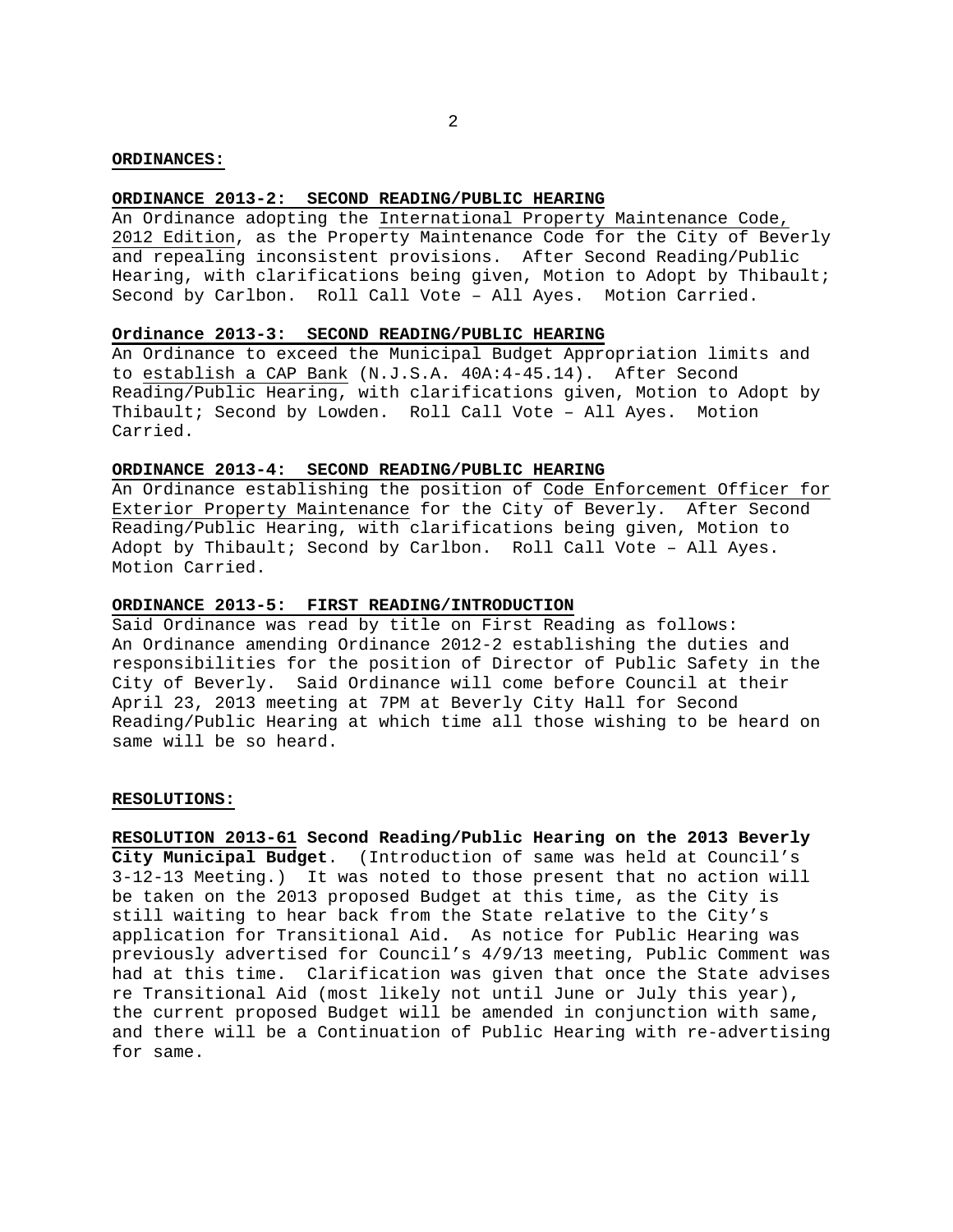**ORDINANCES:**

**ORDINANCE 2013-2: SECOND READING/PUBLIC HEARING**

An Ordinance adopting the International Property Maintenance Code, 2012 Edition, as the Property Maintenance Code for the City of Beverly and repealing inconsistent provisions. After Second Reading/Public Hearing, with clarifications being given, Motion to Adopt by Thibault; Second by Carlbon. Roll Call Vote – All Ayes. Motion Carried.

**Ordinance 2013-3: SECOND READING/PUBLIC HEARING**

An Ordinance to exceed the Municipal Budget Appropriation limits and to establish a CAP Bank (N.J.S.A. 40A:4-45.14). After Second Reading/Public Hearing, with clarifications given, Motion to Adopt by Thibault; Second by Lowden. Roll Call Vote – All Ayes. Motion Carried.

**ORDINANCE 2013-4: SECOND READING/PUBLIC HEARING**

An Ordinance establishing the position of Code Enforcement Officer for Exterior Property Maintenance for the City of Beverly. After Second Reading/Public Hearing, with clarifications being given, Motion to Adopt by Thibault; Second by Carlbon. Roll Call Vote – All Ayes. Motion Carried.

**ORDINANCE 2013-5: FIRST READING/INTRODUCTION**

Said Ordinance was read by title on First Reading as follows: An Ordinance amending Ordinance 2012-2 establishing the duties and responsibilities for the position of Director of Public Safety in the City of Beverly. Said Ordinance will come before Council at their April 23, 2013 meeting at 7PM at Beverly City Hall for Second Reading/Public Hearing at which time all those wishing to be heard on same will be so heard.

**RESOLUTIONS:**

**RESOLUTION 2013-61 Second Reading/Public Hearing on the 2013 Beverly City Municipal Budget**. (Introduction of same was held at Council's 3-12-13 Meeting.) It was noted to those present that no action will be taken on the 2013 proposed Budget at this time, as the City is still waiting to hear back from the State relative to the City's application for Transitional Aid. As notice for Public Hearing was previously advertised for Council's 4/9/13 meeting, Public Comment was had at this time. Clarification was given that once the State advises re Transitional Aid (most likely not until June or July this year), the current proposed Budget will be amended in conjunction with same, and there will be a Continuation of Public Hearing with re-advertising for same.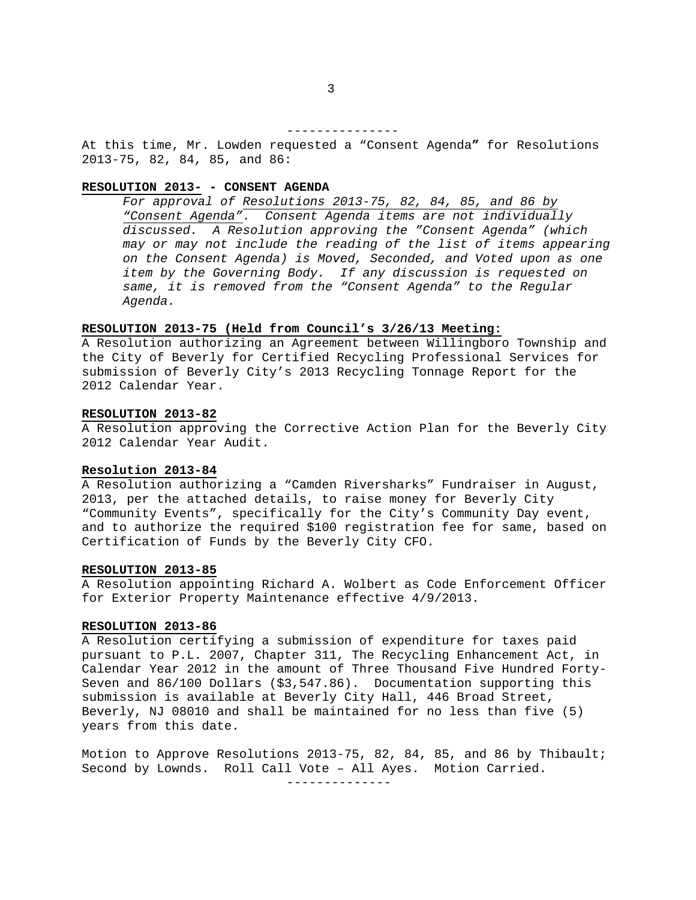---------------

At this time, Mr. Lowden requested a "Consent Agenda**"** for Resolutions 2013-75, 82, 84, 85, and 86:

**RESOLUTION 2013- - CONSENT AGENDA**

*For approval of Resolutions 2013-75, 82, 84, 85, and 86 by "Consent Agenda". Consent Agenda items are not individually discussed. A Resolution approving the "Consent Agenda" (which may or may not include the reading of the list of items appearing on the Consent Agenda) is Moved, Seconded, and Voted upon as one item by the Governing Body. If any discussion is requested on same, it is removed from the "Consent Agenda" to the Regular Agenda.*

**RESOLUTION 2013-75 (Held from Council's 3/26/13 Meeting:**

A Resolution authorizing an Agreement between Willingboro Township and the City of Beverly for Certified Recycling Professional Services for submission of Beverly City's 2013 Recycling Tonnage Report for the 2012 Calendar Year.

**RESOLUTION 2013-82**

A Resolution approving the Corrective Action Plan for the Beverly City 2012 Calendar Year Audit.

**Resolution 2013-84**

A Resolution authorizing a "Camden Riversharks" Fundraiser in August, 2013, per the attached details, to raise money for Beverly City "Community Events", specifically for the City's Community Day event, and to authorize the required $100 registration fee for same, based on Certification of Funds by the Beverly City CFO.

**RESOLUTION 2013-85**

A Resolution appointing Richard A. Wolbert as Code Enforcement Officer for Exterior Property Maintenance effective 4/9/2013.

**RESOLUTION 2013-86**

A Resolution certifying a submission of expenditure for taxes paid pursuant to P.L. 2007, Chapter 311, The Recycling Enhancement Act, in Calendar Year 2012 in the amount of Three Thousand Five Hundred Forty-Seven and 86/100 Dollars ($3,547.86). Documentation supporting this submission is available at Beverly City Hall, 446 Broad Street, Beverly, NJ 08010 and shall be maintained for no less than five (5) years from this date.

Motion to Approve Resolutions 2013-75, 82, 84, 85, and 86 by Thibault; Second by Lownds. Roll Call Vote – All Ayes. Motion Carried.

--------------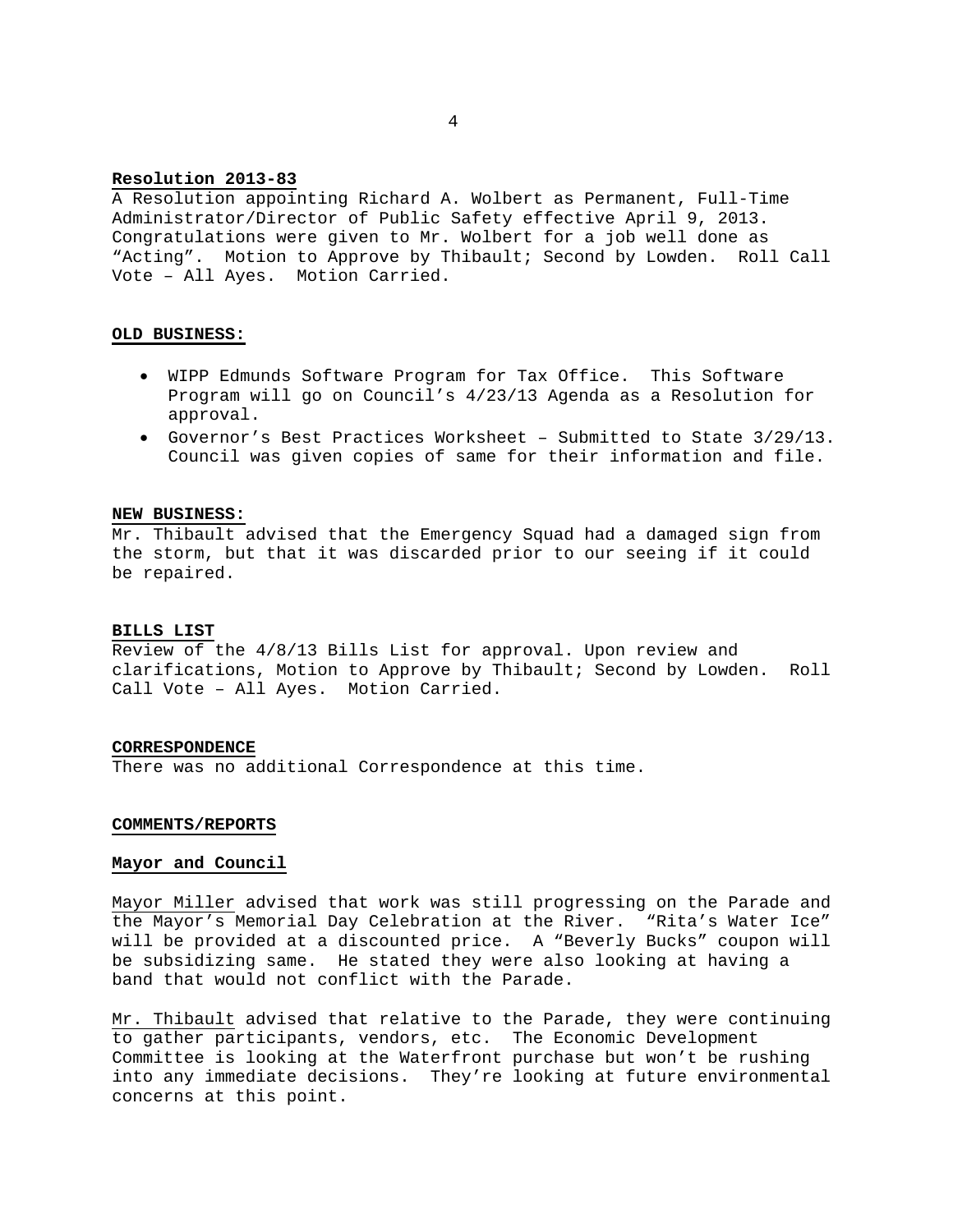**Resolution 2013-83**

A Resolution appointing Richard A. Wolbert as Permanent, Full-Time Administrator/Director of Public Safety effective April 9, 2013. Congratulations were given to Mr. Wolbert for a job well done as "Acting". Motion to Approve by Thibault; Second by Lowden. Roll Call Vote – All Ayes. Motion Carried.

**OLD BUSINESS:**

- WIPP Edmunds Software Program for Tax Office. This Software Program will go on Council's 4/23/13 Agenda as a Resolution for approval.
- Governor's Best Practices Worksheet – Submitted to State 3/29/13. Council was given copies of same for their information and file.

**NEW BUSINESS:**

Mr. Thibault advised that the Emergency Squad had a damaged sign from the storm, but that it was discarded prior to our seeing if it could be repaired.

**BILLS LIST**

Review of the 4/8/13 Bills List for approval. Upon review and clarifications, Motion to Approve by Thibault; Second by Lowden. Roll Call Vote – All Ayes. Motion Carried.

**CORRESPONDENCE**

There was no additional Correspondence at this time.

**COMMENTS/REPORTS**

**Mayor and Council**

Mayor Miller advised that work was still progressing on the Parade and the Mayor's Memorial Day Celebration at the River. "Rita's Water Ice" will be provided at a discounted price. A "Beverly Bucks" coupon will be subsidizing same. He stated they were also looking at having a band that would not conflict with the Parade.

Mr. Thibault advised that relative to the Parade, they were continuing to gather participants, vendors, etc. The Economic Development Committee is looking at the Waterfront purchase but won't be rushing into any immediate decisions. They're looking at future environmental concerns at this point.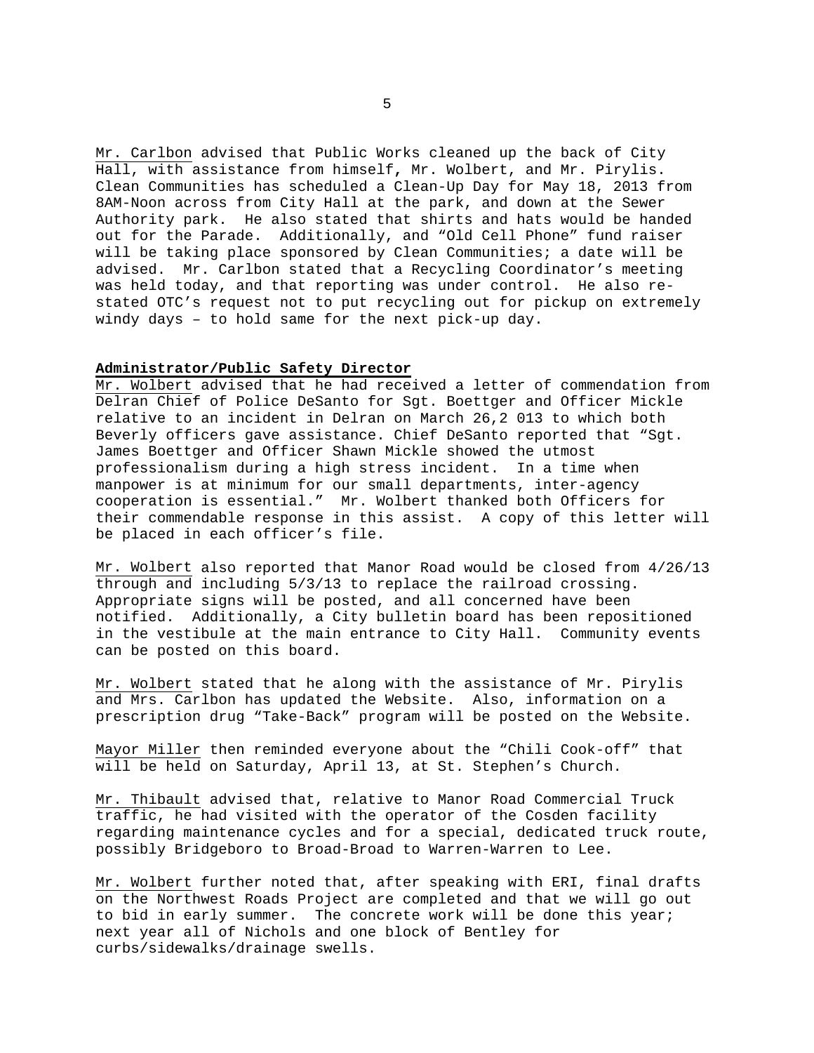Mr. Carlbon advised that Public Works cleaned up the back of City Hall, with assistance from himself, Mr. Wolbert, and Mr. Pirylis. Clean Communities has scheduled a Clean-Up Day for May 18, 2013 from 8AM-Noon across from City Hall at the park, and down at the Sewer Authority park. He also stated that shirts and hats would be handed out for the Parade. Additionally, and "Old Cell Phone" fund raiser will be taking place sponsored by Clean Communities; a date will be advised. Mr. Carlbon stated that a Recycling Coordinator's meeting was held today, and that reporting was under control. He also re-stated OTC's request not to put recycling out for pickup on extremely windy days – to hold same for the next pick-up day.

**Administrator/Public Safety Director**

Mr. Wolbert advised that he had received a letter of commendation from Delran Chief of Police DeSanto for Sgt. Boettger and Officer Mickle relative to an incident in Delran on March 26,2 013 to which both Beverly officers gave assistance. Chief DeSanto reported that "Sgt. James Boettger and Officer Shawn Mickle showed the utmost professionalism during a high stress incident. In a time when manpower is at minimum for our small departments, inter-agency cooperation is essential." Mr. Wolbert thanked both Officers for their commendable response in this assist. A copy of this letter will be placed in each officer's file.

Mr. Wolbert also reported that Manor Road would be closed from 4/26/13 through and including 5/3/13 to replace the railroad crossing. Appropriate signs will be posted, and all concerned have been notified. Additionally, a City bulletin board has been repositioned in the vestibule at the main entrance to City Hall. Community events can be posted on this board.

Mr. Wolbert stated that he along with the assistance of Mr. Pirylis and Mrs. Carlbon has updated the Website. Also, information on a prescription drug "Take-Back" program will be posted on the Website.

Mayor Miller then reminded everyone about the "Chili Cook-off" that will be held on Saturday, April 13, at St. Stephen's Church.

Mr. Thibault advised that, relative to Manor Road Commercial Truck traffic, he had visited with the operator of the Cosden facility regarding maintenance cycles and for a special, dedicated truck route, possibly Bridgeboro to Broad-Broad to Warren-Warren to Lee.

Mr. Wolbert further noted that, after speaking with ERI, final drafts on the Northwest Roads Project are completed and that we will go out to bid in early summer. The concrete work will be done this year; next year all of Nichols and one block of Bentley for curbs/sidewalks/drainage swells.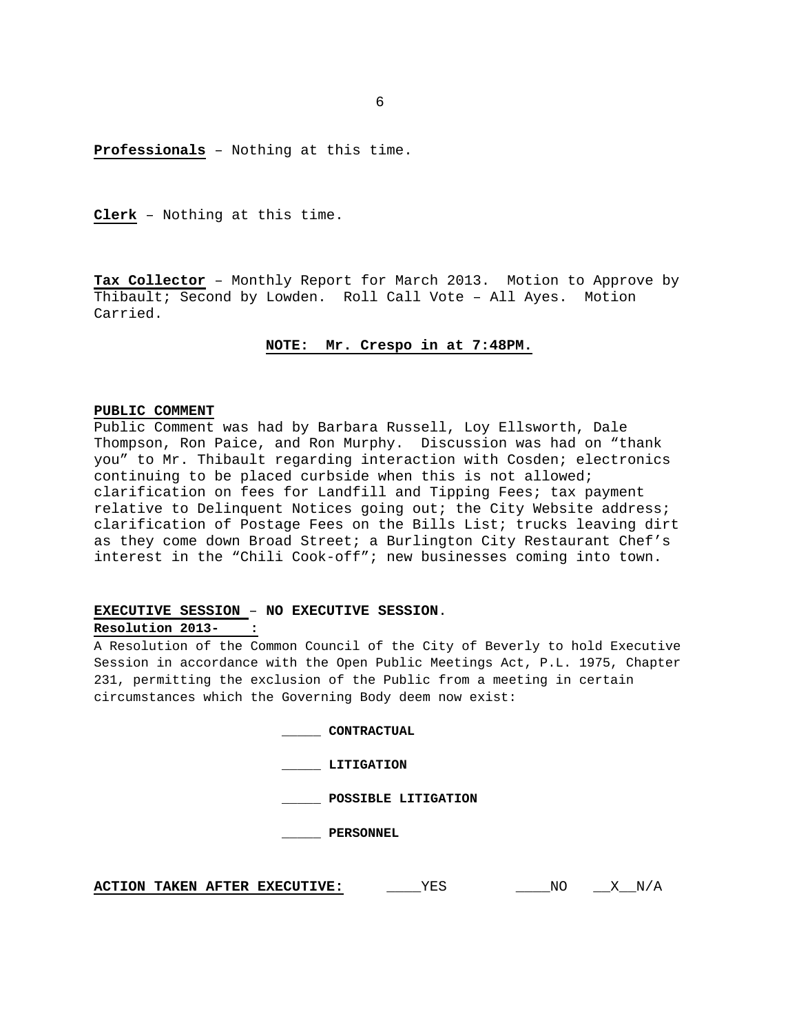**Professionals** – Nothing at this time.

**Clerk** – Nothing at this time.

**Tax Collector** – Monthly Report for March 2013. Motion to Approve by Thibault; Second by Lowden. Roll Call Vote – All Ayes. Motion Carried.

**NOTE: Mr. Crespo in at 7:48PM.**

**PUBLIC COMMENT**

Public Comment was had by Barbara Russell, Loy Ellsworth, Dale Thompson, Ron Paice, and Ron Murphy. Discussion was had on "thank you" to Mr. Thibault regarding interaction with Cosden; electronics continuing to be placed curbside when this is not allowed; clarification on fees for Landfill and Tipping Fees; tax payment relative to Delinquent Notices going out; the City Website address; clarification of Postage Fees on the Bills List; trucks leaving dirt as they come down Broad Street; a Burlington City Restaurant Chef's interest in the "Chili Cook-off"; new businesses coming into town.

**EXECUTIVE SESSION – NO EXECUTIVE SESSION.**

**Resolution 2013- :**

A Resolution of the Common Council of the City of Beverly to hold Executive Session in accordance with the Open Public Meetings Act, P.L. 1975, Chapter 231, permitting the exclusion of the Public from a meeting in certain circumstances which the Governing Body deem now exist:

_____ **CONTRACTUAL**

_____ **LITIGATION**

_____ **POSSIBLE LITIGATION**

_____ **PERSONNEL**

**ACTION TAKEN AFTER EXECUTIVE:** ____YES ____NO __X__N/A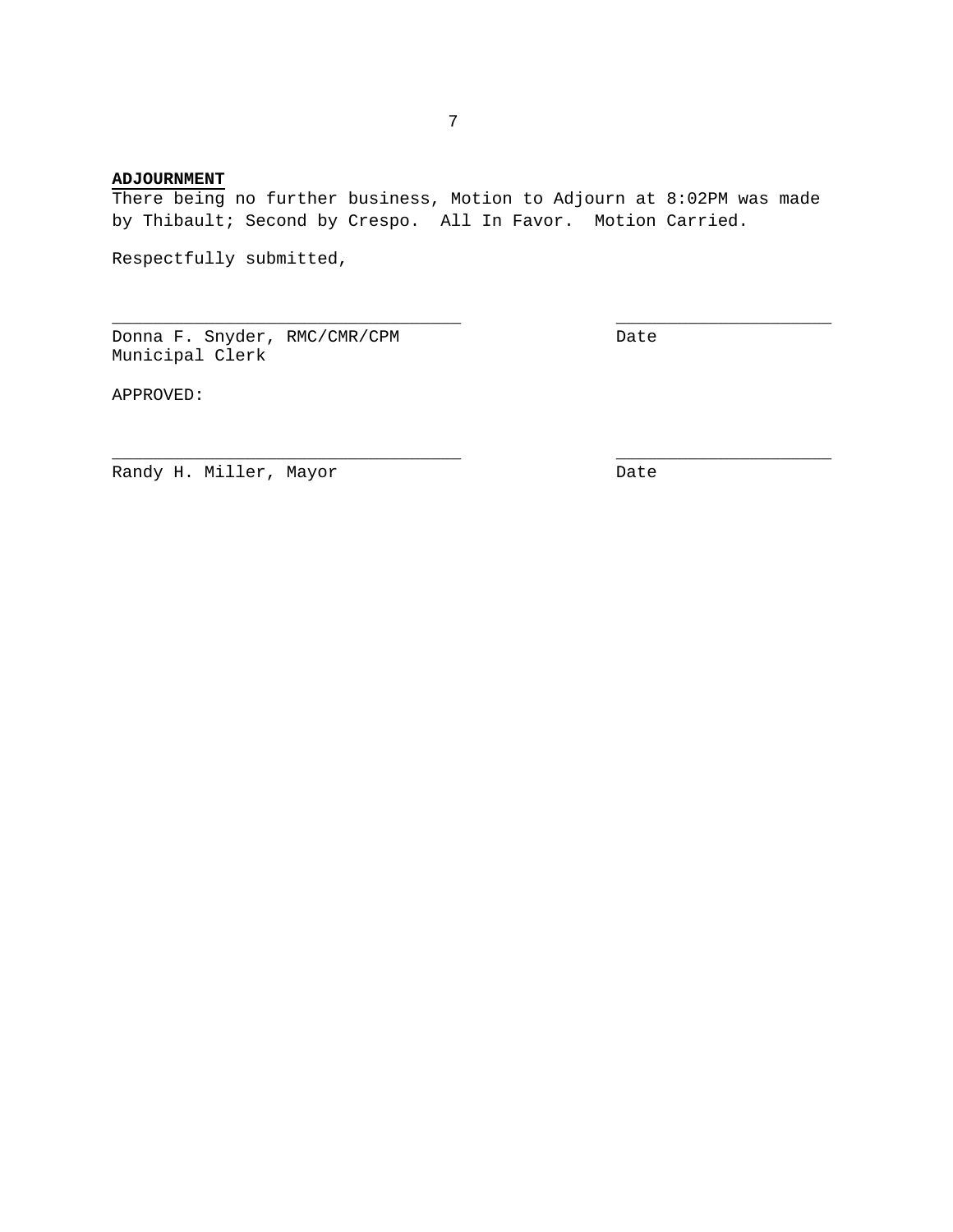**ADJOURNMENT**

There being no further business, Motion to Adjourn at 8:02PM was made by Thibault; Second by Crespo. All In Favor. Motion Carried.

Respectfully submitted,

\_\_\_\_\_\_\_\_\_\_\_\_\_\_\_\_\_\_\_\_\_\_\_\_\_\_\_\_\_\_\_\_\_\_ \_\_\_\_\_\_\_\_\_\_\_\_\_\_\_\_\_\_\_\_\_

Donna F. Snyder, RMC/CMR/CPM Date
Municipal Clerk

APPROVED:

\_\_\_\_\_\_\_\_\_\_\_\_\_\_\_\_\_\_\_\_\_\_\_\_\_\_\_\_\_\_\_\_\_\_ \_\_\_\_\_\_\_\_\_\_\_\_\_\_\_\_\_\_\_\_\_

Randy H. Miller, Mayor Date